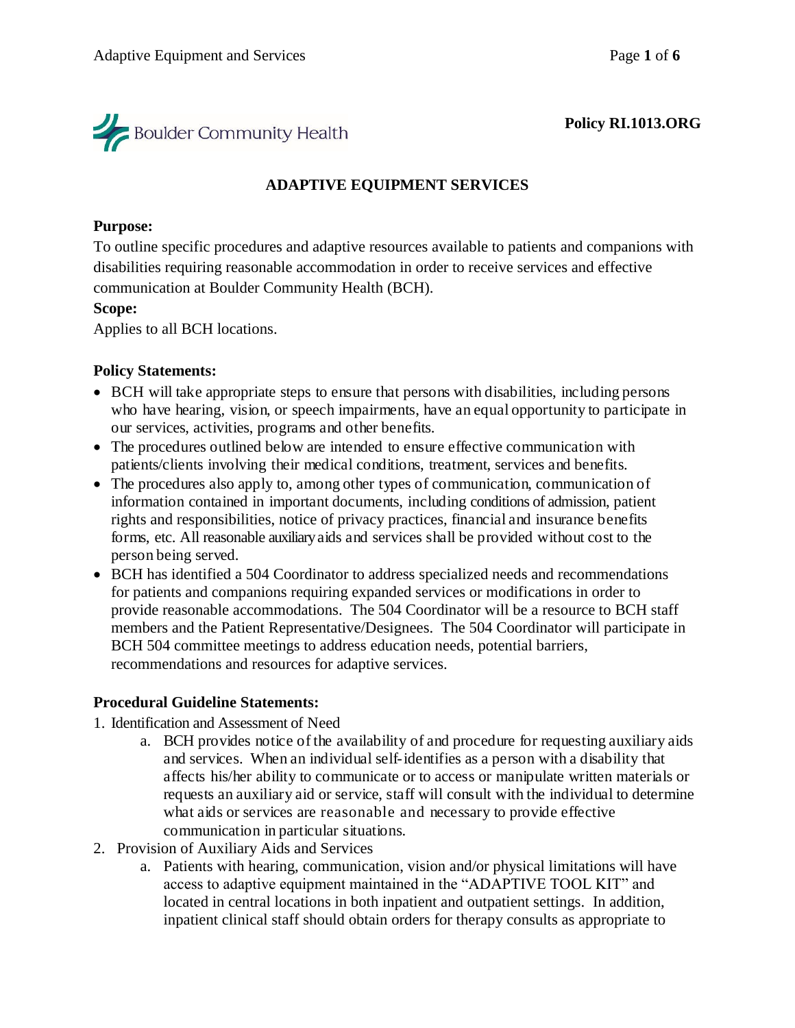Boulder Community Health

**Policy RI.1013.ORG**

# ADAPTIVE EQUIPMENT SERVICES

**Purpose:**

To outline specific procedures and adaptive resources available to patients and companions with disabilities requiring reasonable accommodation in order to receive services and effective communication at Boulder Community Health (BCH).

**Scope:**

Applies to all BCH locations.

**Policy Statements:**

- BCH will take appropriate steps to ensure that persons with disabilities, including persons who have hearing, vision, or speech impairments, have an equal opportunity to participate in our services, activities, programs and other benefits.
- The procedures outlined below are intended to ensure effective communication with patients/clients involving their medical conditions, treatment, services and benefits.
- The procedures also apply to, among other types of communication, communication of information contained in important documents, including conditions of admission, patient rights and responsibilities, notice of privacy practices, financial and insurance benefits forms, etc. All reasonable auxiliary aids and services shall be provided without cost to the person being served.
- BCH has identified a 504 Coordinator to address specialized needs and recommendations for patients and companions requiring expanded services or modifications in order to provide reasonable accommodations. The 504 Coordinator will be a resource to BCH staff members and the Patient Representative/Designees. The 504 Coordinator will participate in BCH 504 committee meetings to address education needs, potential barriers, recommendations and resources for adaptive services.

**Procedural Guideline Statements:**

1. Identification and Assessment of Need
   a. BCH provides notice of the availability of and procedure for requesting auxiliary aids and services. When an individual self-identifies as a person with a disability that affects his/her ability to communicate or to access or manipulate written materials or requests an auxiliary aid or service, staff will consult with the individual to determine what aids or services are reasonable and necessary to provide effective communication in particular situations.
2. Provision of Auxiliary Aids and Services
   a. Patients with hearing, communication, vision and/or physical limitations will have access to adaptive equipment maintained in the "ADAPTIVE TOOL KIT" and located in central locations in both inpatient and outpatient settings. In addition, inpatient clinical staff should obtain orders for therapy consults as appropriate to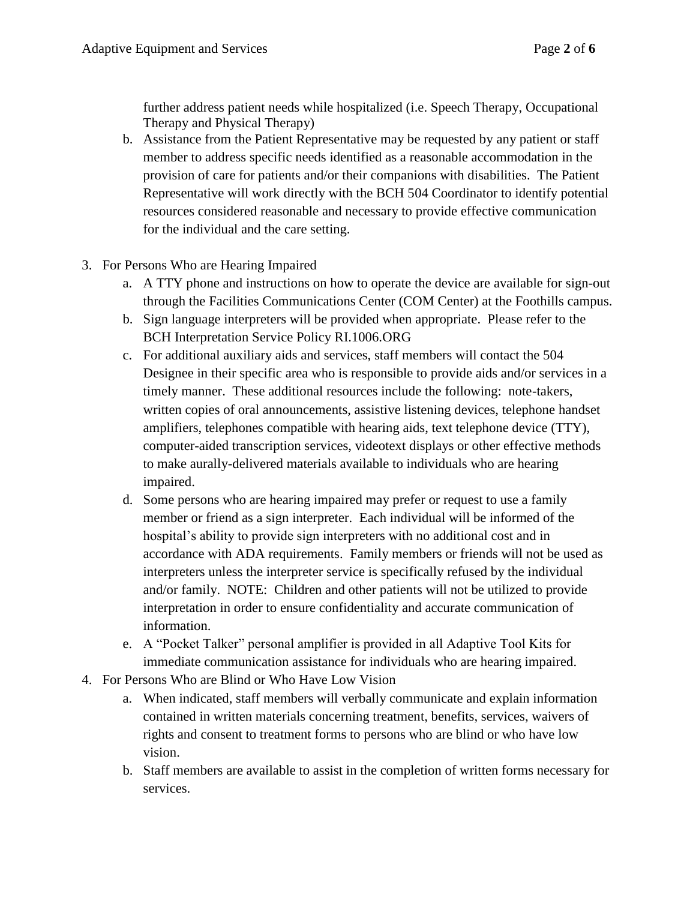further address patient needs while hospitalized (i.e. Speech Therapy, Occupational Therapy and Physical Therapy)

   b. Assistance from the Patient Representative may be requested by any patient or staff member to address specific needs identified as a reasonable accommodation in the provision of care for patients and/or their companions with disabilities. The Patient Representative will work directly with the BCH 504 Coordinator to identify potential resources considered reasonable and necessary to provide effective communication for the individual and the care setting.

3. For Persons Who are Hearing Impaired
   a. A TTY phone and instructions on how to operate the device are available for sign-out through the Facilities Communications Center (COM Center) at the Foothills campus.
   b. Sign language interpreters will be provided when appropriate. Please refer to the BCH Interpretation Service Policy RI.1006.ORG
   c. For additional auxiliary aids and services, staff members will contact the 504 Designee in their specific area who is responsible to provide aids and/or services in a timely manner. These additional resources include the following: note-takers, written copies of oral announcements, assistive listening devices, telephone handset amplifiers, telephones compatible with hearing aids, text telephone device (TTY), computer-aided transcription services, videotext displays or other effective methods to make aurally-delivered materials available to individuals who are hearing impaired.
   d. Some persons who are hearing impaired may prefer or request to use a family member or friend as a sign interpreter. Each individual will be informed of the hospital's ability to provide sign interpreters with no additional cost and in accordance with ADA requirements. Family members or friends will not be used as interpreters unless the interpreter service is specifically refused by the individual and/or family. NOTE: Children and other patients will not be utilized to provide interpretation in order to ensure confidentiality and accurate communication of information.
   e. A "Pocket Talker" personal amplifier is provided in all Adaptive Tool Kits for immediate communication assistance for individuals who are hearing impaired.
4. For Persons Who are Blind or Who Have Low Vision
   a. When indicated, staff members will verbally communicate and explain information contained in written materials concerning treatment, benefits, services, waivers of rights and consent to treatment forms to persons who are blind or who have low vision.
   b. Staff members are available to assist in the completion of written forms necessary for services.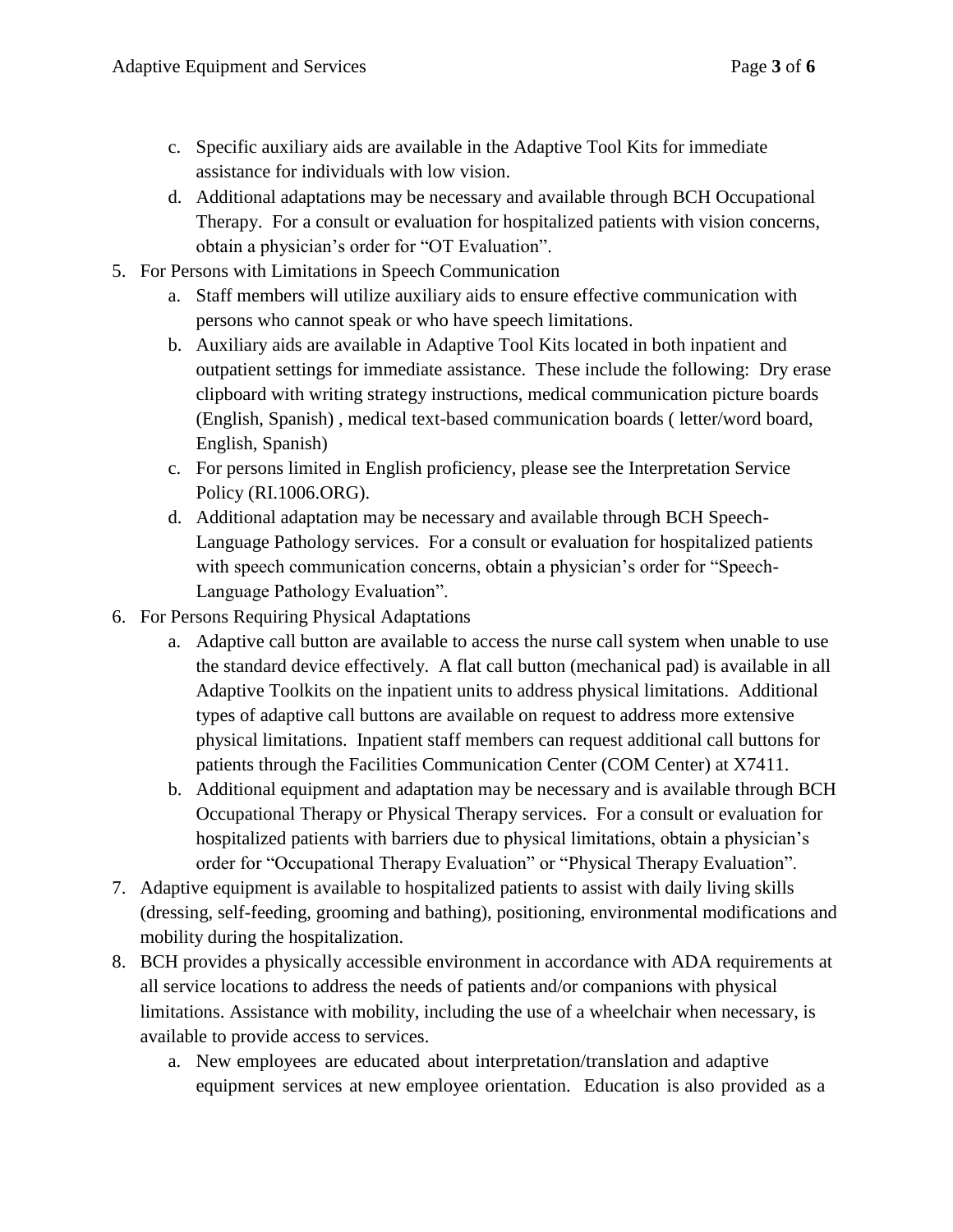c. Specific auxiliary aids are available in the Adaptive Tool Kits for immediate assistance for individuals with low vision.
   d. Additional adaptations may be necessary and available through BCH Occupational Therapy. For a consult or evaluation for hospitalized patients with vision concerns, obtain a physician's order for "OT Evaluation".

5. For Persons with Limitations in Speech Communication
   a. Staff members will utilize auxiliary aids to ensure effective communication with persons who cannot speak or who have speech limitations.
   b. Auxiliary aids are available in Adaptive Tool Kits located in both inpatient and outpatient settings for immediate assistance. These include the following: Dry erase clipboard with writing strategy instructions, medical communication picture boards (English, Spanish) , medical text-based communication boards ( letter/word board, English, Spanish)
   c. For persons limited in English proficiency, please see the Interpretation Service Policy (RI.1006.ORG).
   d. Additional adaptation may be necessary and available through BCH Speech-Language Pathology services. For a consult or evaluation for hospitalized patients with speech communication concerns, obtain a physician's order for "Speech-Language Pathology Evaluation".

6. For Persons Requiring Physical Adaptations
   a. Adaptive call button are available to access the nurse call system when unable to use the standard device effectively. A flat call button (mechanical pad) is available in all Adaptive Toolkits on the inpatient units to address physical limitations. Additional types of adaptive call buttons are available on request to address more extensive physical limitations. Inpatient staff members can request additional call buttons for patients through the Facilities Communication Center (COM Center) at X7411.
   b. Additional equipment and adaptation may be necessary and is available through BCH Occupational Therapy or Physical Therapy services. For a consult or evaluation for hospitalized patients with barriers due to physical limitations, obtain a physician's order for "Occupational Therapy Evaluation" or "Physical Therapy Evaluation".

7. Adaptive equipment is available to hospitalized patients to assist with daily living skills (dressing, self-feeding, grooming and bathing), positioning, environmental modifications and mobility during the hospitalization.

8. BCH provides a physically accessible environment in accordance with ADA requirements at all service locations to address the needs of patients and/or companions with physical limitations. Assistance with mobility, including the use of a wheelchair when necessary, is available to provide access to services.
   a. New employees are educated about interpretation/translation and adaptive equipment services at new employee orientation. Education is also provided as a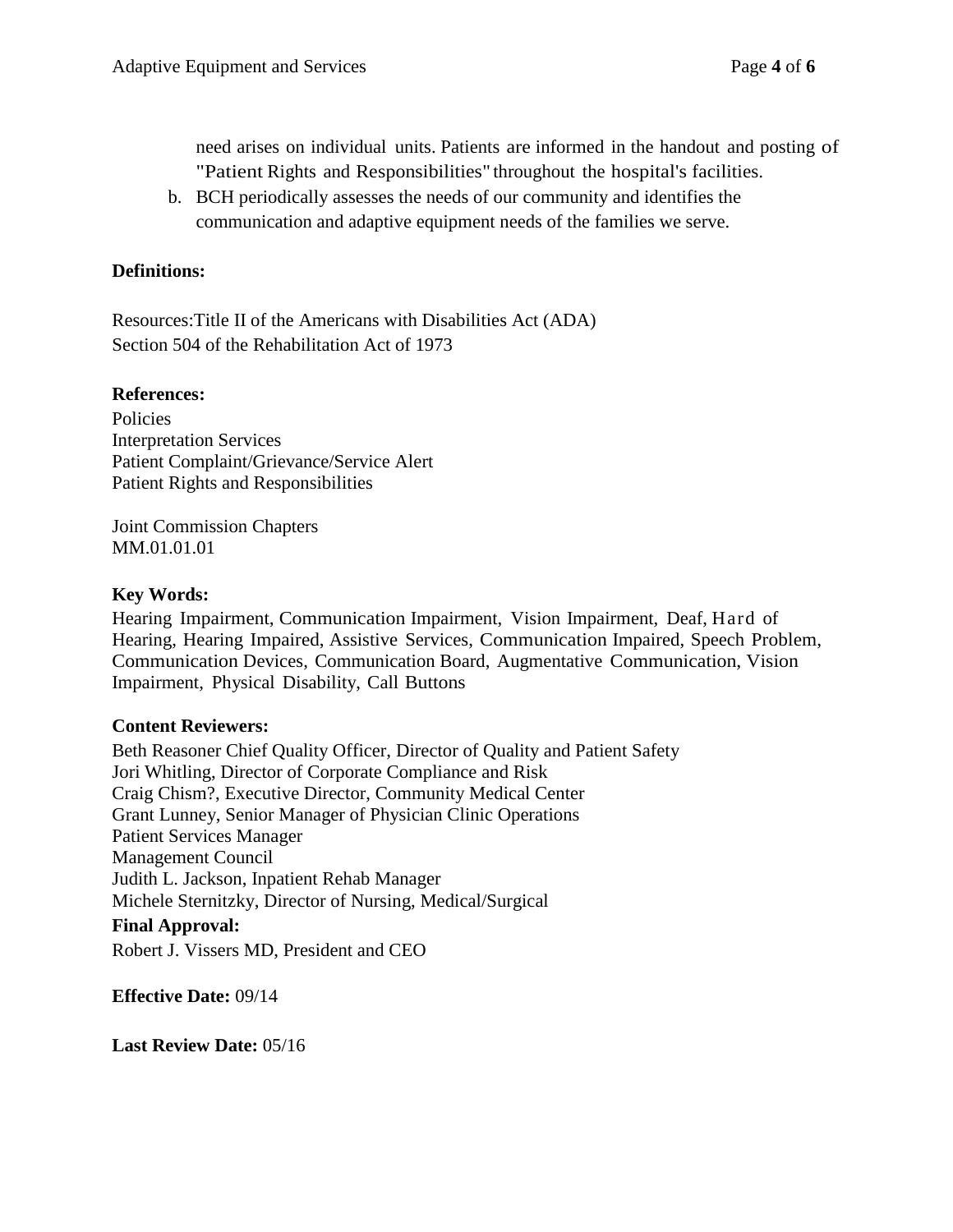need arises on individual units. Patients are informed in the handout and posting of "Patient Rights and Responsibilities" throughout the hospital's facilities.

b. BCH periodically assesses the needs of our community and identifies the communication and adaptive equipment needs of the families we serve.

**Definitions:**

Resources:Title II of the Americans with Disabilities Act (ADA)
Section 504 of the Rehabilitation Act of 1973

**References:**

Policies
Interpretation Services
Patient Complaint/Grievance/Service Alert
Patient Rights and Responsibilities

Joint Commission Chapters
MM.01.01.01

**Key Words:**

Hearing Impairment, Communication Impairment, Vision Impairment, Deaf, Hard of Hearing, Hearing Impaired, Assistive Services, Communication Impaired, Speech Problem, Communication Devices, Communication Board, Augmentative Communication, Vision Impairment, Physical Disability, Call Buttons

**Content Reviewers:**

Beth Reasoner Chief Quality Officer, Director of Quality and Patient Safety
Jori Whitling, Director of Corporate Compliance and Risk
Craig Chism?, Executive Director, Community Medical Center
Grant Lunney, Senior Manager of Physician Clinic Operations
Patient Services Manager
Management Council
Judith L. Jackson, Inpatient Rehab Manager
Michele Sternitzky, Director of Nursing, Medical/Surgical

**Final Approval:**

Robert J. Vissers MD, President and CEO

**Effective Date:** 09/14

**Last Review Date:** 05/16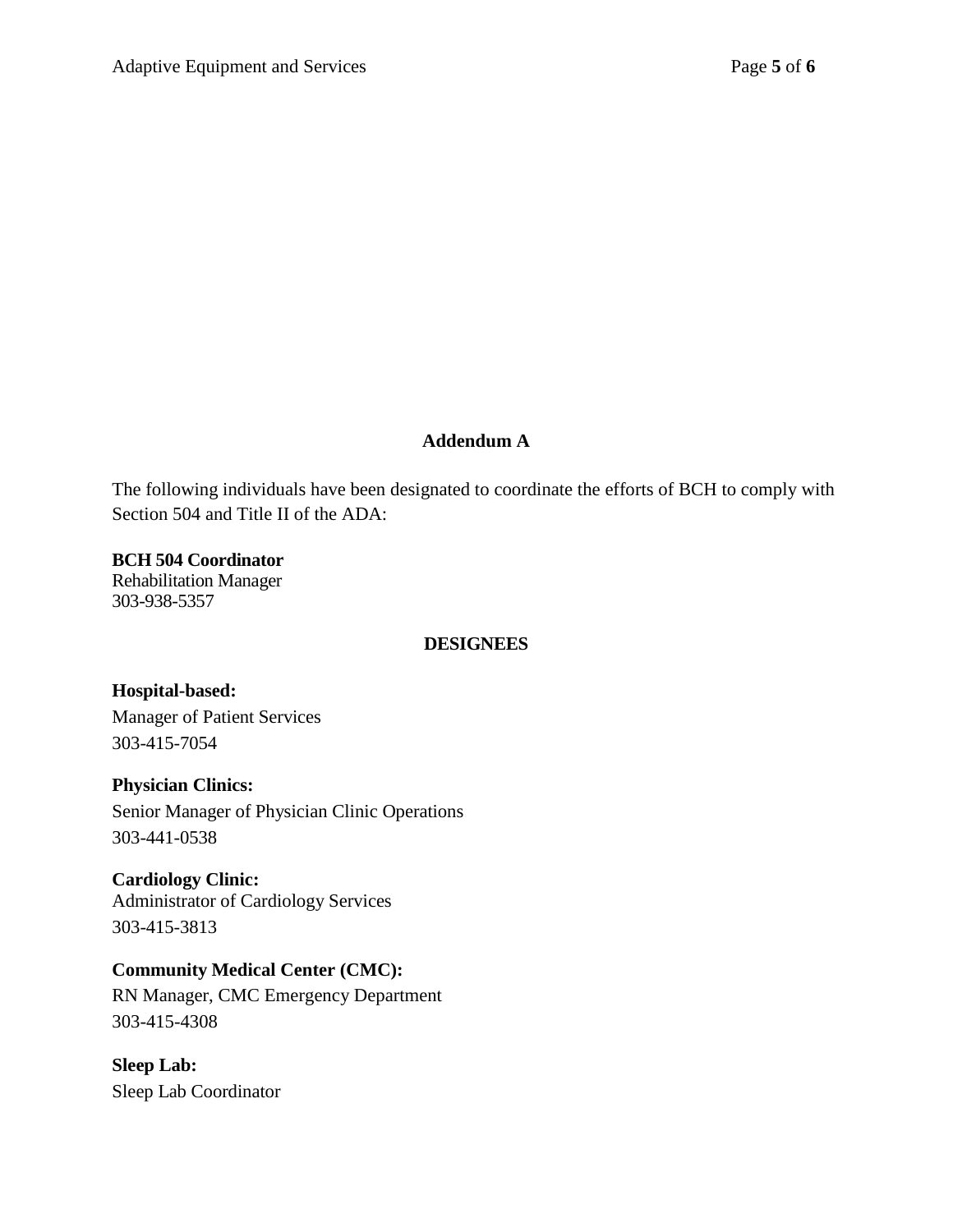## Addendum A

The following individuals have been designated to coordinate the efforts of BCH to comply with Section 504 and Title II of the ADA:

**BCH 504 Coordinator**
Rehabilitation Manager
303-938-5357

### DESIGNEES

**Hospital-based:**
Manager of Patient Services
303-415-7054

**Physician Clinics:**
Senior Manager of Physician Clinic Operations
303-441-0538

**Cardiology Clinic:**
Administrator of Cardiology Services
303-415-3813

**Community Medical Center (CMC):**
RN Manager, CMC Emergency Department
303-415-4308

**Sleep Lab:**
Sleep Lab Coordinator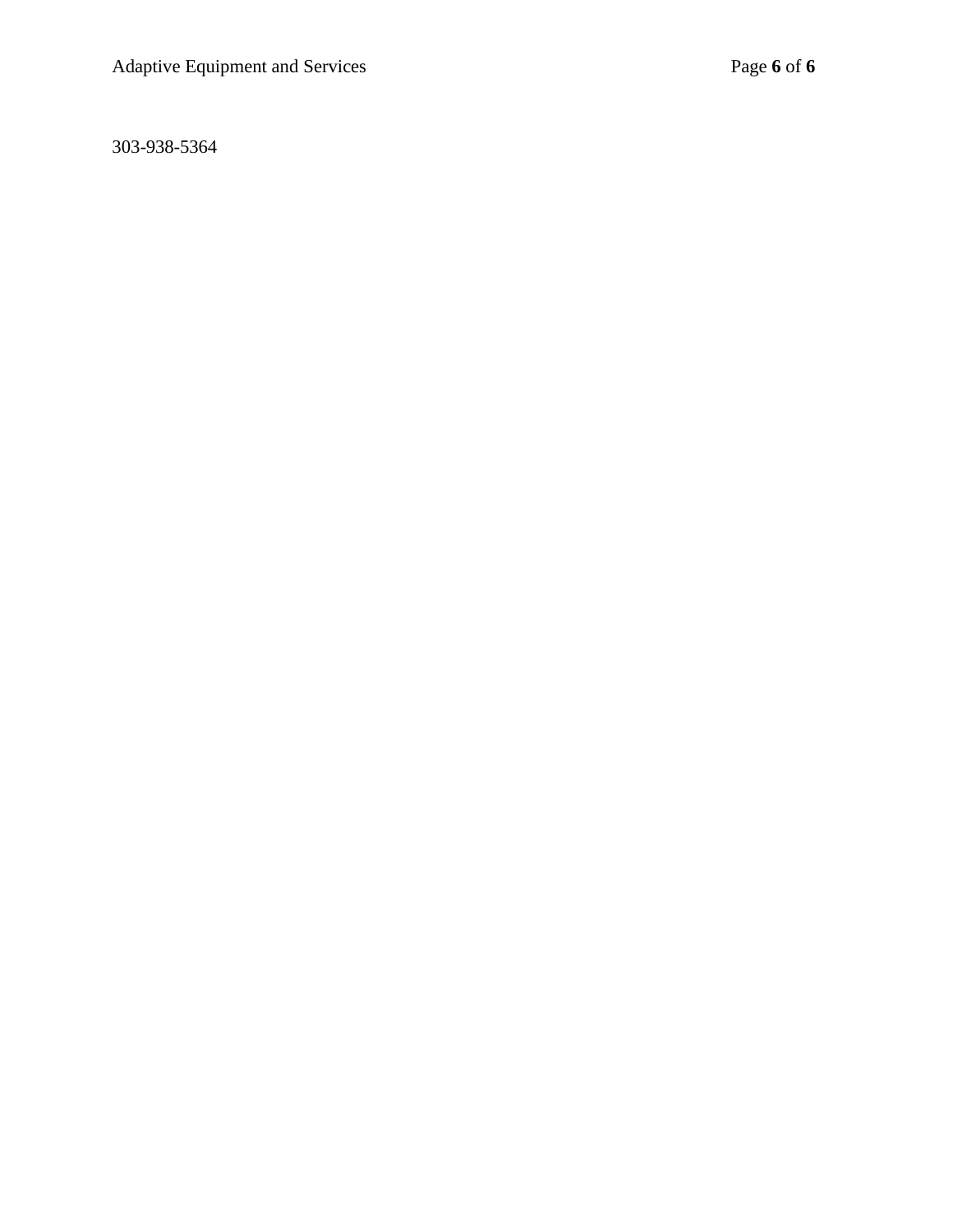303-938-5364